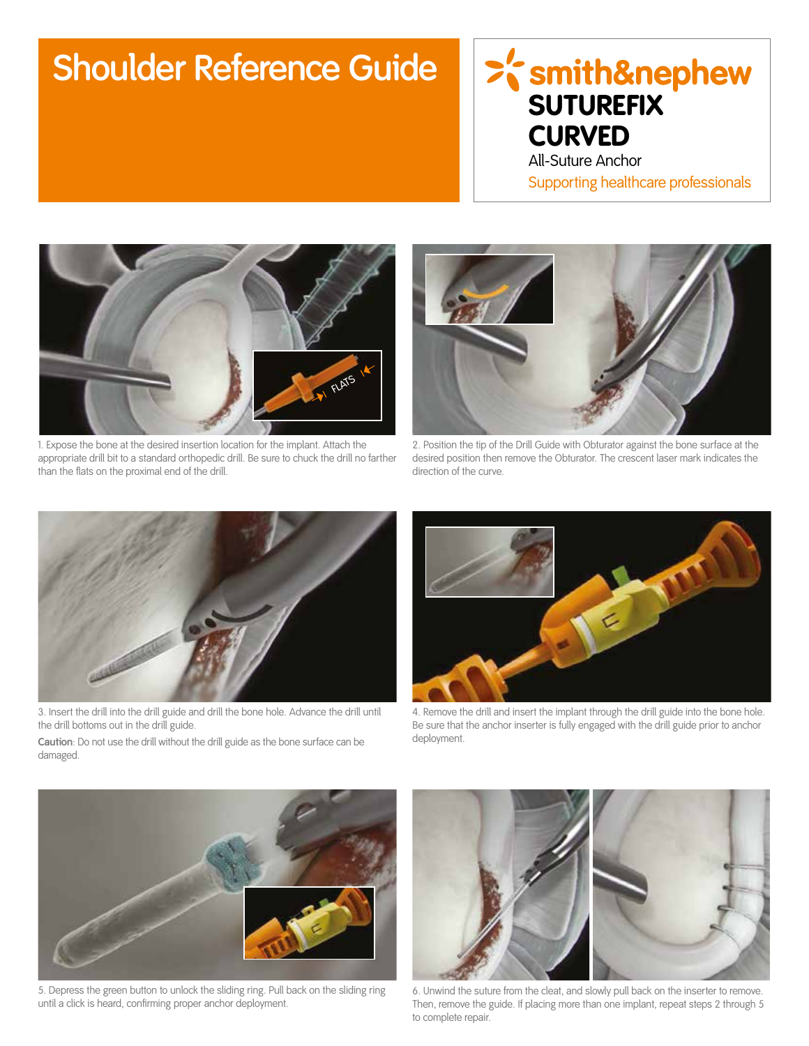# Shoulder Reference Guide

smith&nephew

**SUTUREFIX CURVED**

All-Suture Anchor

Supporting healthcare professionals

FLATS

1. Expose the bone at the desired insertion location for the implant. Attach the appropriate drill bit to a standard orthopedic drill. Be sure to chuck the drill no farther than the flats on the proximal end of the drill.

2. Position the tip of the Drill Guide with Obturator against the bone surface at the desired position then remove the Obturator. The crescent laser mark indicates the direction of the curve.

3. Insert the drill into the drill guide and drill the bone hole. Advance the drill until the drill bottoms out in the drill guide.

**Caution**: Do not use the drill without the drill guide as the bone surface can be damaged.

4. Remove the drill and insert the implant through the drill guide into the bone hole. Be sure that the anchor inserter is fully engaged with the drill guide prior to anchor deployment.

5. Depress the green button to unlock the sliding ring. Pull back on the sliding ring until a click is heard, confirming proper anchor deployment.

6. Unwind the suture from the cleat, and slowly pull back on the inserter to remove. Then, remove the guide. If placing more than one implant, repeat steps 2 through 5 to complete repair.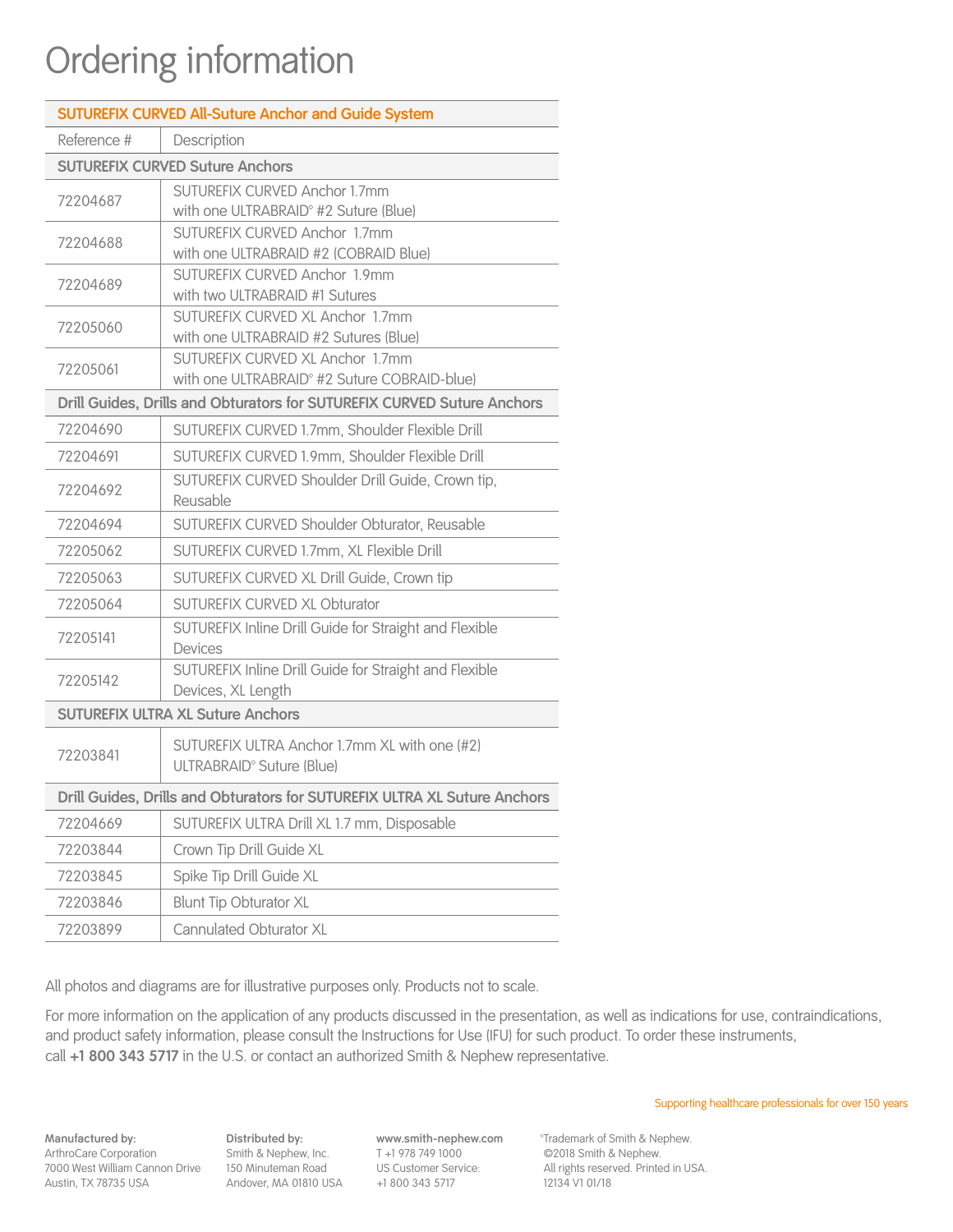# Ordering information

| SUTUREFIX CURVED All-Suture Anchor and Guide System | |
|---|---|
| Reference # | Description |
| **SUTUREFIX CURVED Suture Anchors** | |
| 72204687 | SUTUREFIX CURVED Anchor 1.7mm with one ULTRABRAID° #2 Suture (Blue) |
| 72204688 | SUTUREFIX CURVED Anchor 1.7mm with one ULTRABRAID #2 (COBRAID Blue) |
| 72204689 | SUTUREFIX CURVED Anchor 1.9mm with two ULTRABRAID #1 Sutures |
| 72205060 | SUTUREFIX CURVED XL Anchor 1.7mm with one ULTRABRAID #2 Sutures (Blue) |
| 72205061 | SUTUREFIX CURVED XL Anchor 1.7mm with one ULTRABRAID° #2 Suture COBRAID-blue) |
| **Drill Guides, Drills and Obturators for SUTUREFIX CURVED Suture Anchors** | |
| 72204690 | SUTUREFIX CURVED 1.7mm, Shoulder Flexible Drill |
| 72204691 | SUTUREFIX CURVED 1.9mm, Shoulder Flexible Drill |
| 72204692 | SUTUREFIX CURVED Shoulder Drill Guide, Crown tip, Reusable |
| 72204694 | SUTUREFIX CURVED Shoulder Obturator, Reusable |
| 72205062 | SUTUREFIX CURVED 1.7mm, XL Flexible Drill |
| 72205063 | SUTUREFIX CURVED XL Drill Guide, Crown tip |
| 72205064 | SUTUREFIX CURVED XL Obturator |
| 72205141 | SUTUREFIX Inline Drill Guide for Straight and Flexible Devices |
| 72205142 | SUTUREFIX Inline Drill Guide for Straight and Flexible Devices, XL Length |
| **SUTUREFIX ULTRA XL Suture Anchors** | |
| 72203841 | SUTUREFIX ULTRA Anchor 1.7mm XL with one (#2) ULTRABRAID° Suture (Blue) |
| **Drill Guides, Drills and Obturators for SUTUREFIX ULTRA XL Suture Anchors** | |
| 72204669 | SUTUREFIX ULTRA Drill XL 1.7 mm, Disposable |
| 72203844 | Crown Tip Drill Guide XL |
| 72203845 | Spike Tip Drill Guide XL |
| 72203846 | Blunt Tip Obturator XL |
| 72203899 | Cannulated Obturator XL |

All photos and diagrams are for illustrative purposes only. Products not to scale.

For more information on the application of any products discussed in the presentation, as well as indications for use, contraindications, and product safety information, please consult the Instructions for Use (IFU) for such product. To order these instruments, call **+1 800 343 5717** in the U.S. or contact an authorized Smith & Nephew representative.

Supporting healthcare professionals for over 150 years

**Manufactured by:**
ArthroCare Corporation
7000 West William Cannon Drive
Austin, TX 78735 USA

**Distributed by:**
Smith & Nephew, Inc.
150 Minuteman Road
Andover, MA 01810 USA

**www.smith-nephew.com**
T +1 978 749 1000
US Customer Service:
+1 800 343 5717

°Trademark of Smith & Nephew.
©2018 Smith & Nephew.
All rights reserved. Printed in USA.
12134 V1 01/18